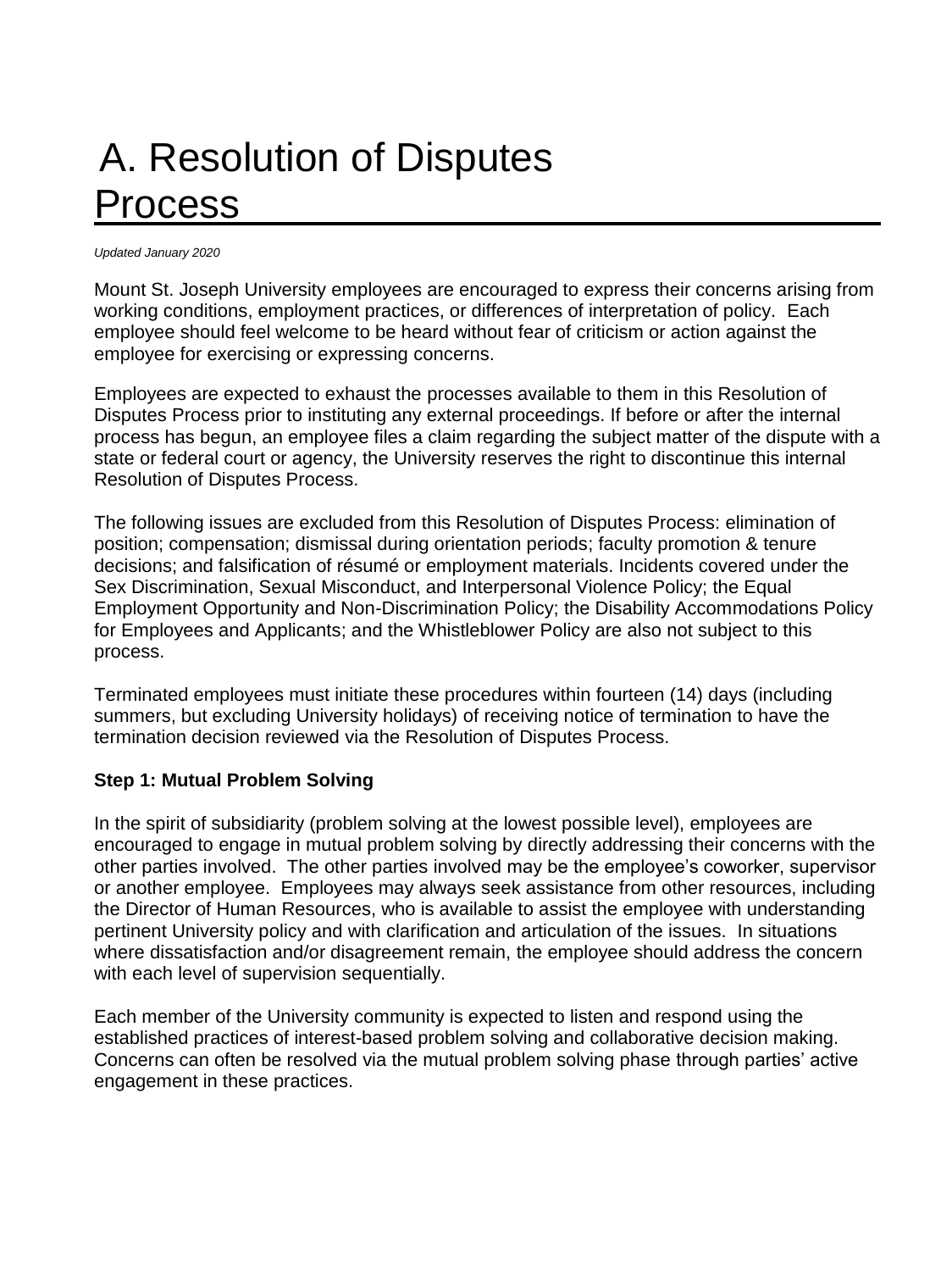# A. Resolution of Disputes Process

*Updated January 2020*

Mount St. Joseph University employees are encouraged to express their concerns arising from working conditions, employment practices, or differences of interpretation of policy. Each employee should feel welcome to be heard without fear of criticism or action against the employee for exercising or expressing concerns.

Employees are expected to exhaust the processes available to them in this Resolution of Disputes Process prior to instituting any external proceedings. If before or after the internal process has begun, an employee files a claim regarding the subject matter of the dispute with a state or federal court or agency, the University reserves the right to discontinue this internal Resolution of Disputes Process.

The following issues are excluded from this Resolution of Disputes Process: elimination of position; compensation; dismissal during orientation periods; faculty promotion & tenure decisions; and falsification of résumé or employment materials. Incidents covered under the Sex Discrimination, Sexual Misconduct, and Interpersonal Violence Policy; the Equal Employment Opportunity and Non-Discrimination Policy; the Disability Accommodations Policy for Employees and Applicants; and the Whistleblower Policy are also not subject to this process.

Terminated employees must initiate these procedures within fourteen (14) days (including summers, but excluding University holidays) of receiving notice of termination to have the termination decision reviewed via the Resolution of Disputes Process.

**Step 1: Mutual Problem Solving**

In the spirit of subsidiarity (problem solving at the lowest possible level), employees are encouraged to engage in mutual problem solving by directly addressing their concerns with the other parties involved. The other parties involved may be the employee's coworker, supervisor or another employee. Employees may always seek assistance from other resources, including the Director of Human Resources, who is available to assist the employee with understanding pertinent University policy and with clarification and articulation of the issues. In situations where dissatisfaction and/or disagreement remain, the employee should address the concern with each level of supervision sequentially.

Each member of the University community is expected to listen and respond using the established practices of interest-based problem solving and collaborative decision making. Concerns can often be resolved via the mutual problem solving phase through parties' active engagement in these practices.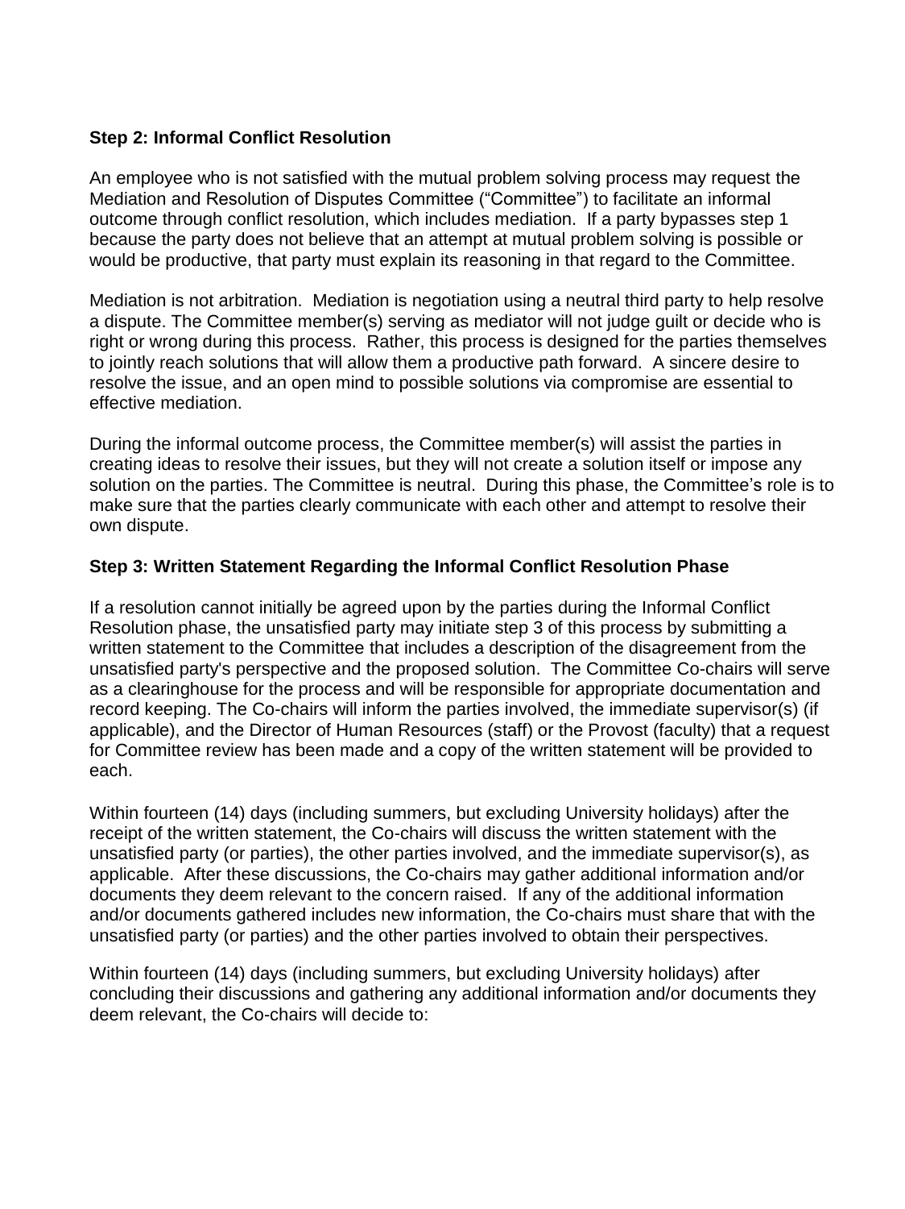**Step 2: Informal Conflict Resolution**

An employee who is not satisfied with the mutual problem solving process may request the Mediation and Resolution of Disputes Committee ("Committee") to facilitate an informal outcome through conflict resolution, which includes mediation. If a party bypasses step 1 because the party does not believe that an attempt at mutual problem solving is possible or would be productive, that party must explain its reasoning in that regard to the Committee.

Mediation is not arbitration. Mediation is negotiation using a neutral third party to help resolve a dispute. The Committee member(s) serving as mediator will not judge guilt or decide who is right or wrong during this process. Rather, this process is designed for the parties themselves to jointly reach solutions that will allow them a productive path forward. A sincere desire to resolve the issue, and an open mind to possible solutions via compromise are essential to effective mediation.

During the informal outcome process, the Committee member(s) will assist the parties in creating ideas to resolve their issues, but they will not create a solution itself or impose any solution on the parties. The Committee is neutral. During this phase, the Committee's role is to make sure that the parties clearly communicate with each other and attempt to resolve their own dispute.

**Step 3: Written Statement Regarding the Informal Conflict Resolution Phase**

If a resolution cannot initially be agreed upon by the parties during the Informal Conflict Resolution phase, the unsatisfied party may initiate step 3 of this process by submitting a written statement to the Committee that includes a description of the disagreement from the unsatisfied party's perspective and the proposed solution. The Committee Co-chairs will serve as a clearinghouse for the process and will be responsible for appropriate documentation and record keeping. The Co-chairs will inform the parties involved, the immediate supervisor(s) (if applicable), and the Director of Human Resources (staff) or the Provost (faculty) that a request for Committee review has been made and a copy of the written statement will be provided to each.

Within fourteen (14) days (including summers, but excluding University holidays) after the receipt of the written statement, the Co-chairs will discuss the written statement with the unsatisfied party (or parties), the other parties involved, and the immediate supervisor(s), as applicable. After these discussions, the Co-chairs may gather additional information and/or documents they deem relevant to the concern raised. If any of the additional information and/or documents gathered includes new information, the Co-chairs must share that with the unsatisfied party (or parties) and the other parties involved to obtain their perspectives.

Within fourteen (14) days (including summers, but excluding University holidays) after concluding their discussions and gathering any additional information and/or documents they deem relevant, the Co-chairs will decide to: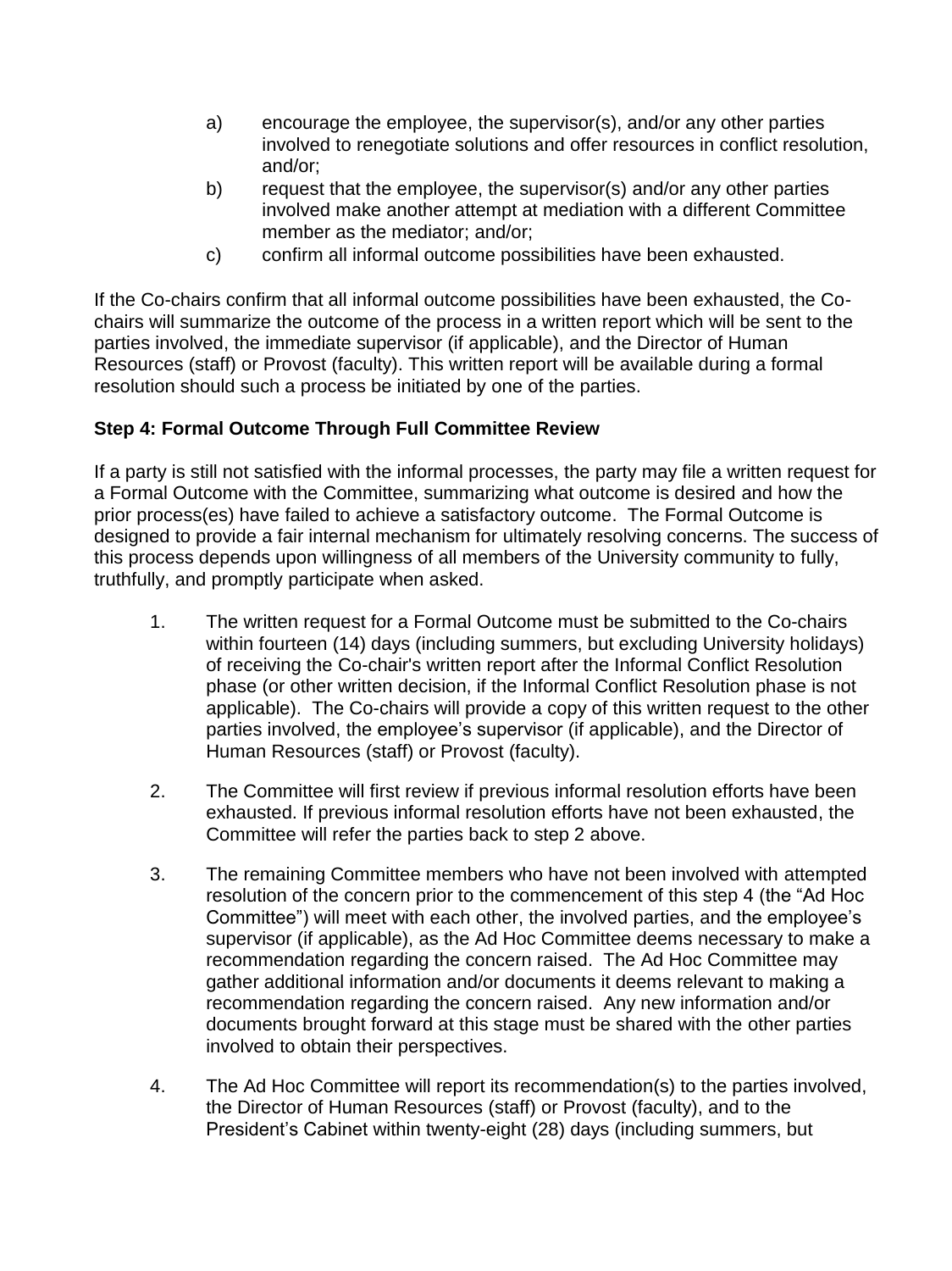a) encourage the employee, the supervisor(s), and/or any other parties involved to renegotiate solutions and offer resources in conflict resolution, and/or;

b) request that the employee, the supervisor(s) and/or any other parties involved make another attempt at mediation with a different Committee member as the mediator; and/or;

c) confirm all informal outcome possibilities have been exhausted.

If the Co-chairs confirm that all informal outcome possibilities have been exhausted, the Co-chairs will summarize the outcome of the process in a written report which will be sent to the parties involved, the immediate supervisor (if applicable), and the Director of Human Resources (staff) or Provost (faculty). This written report will be available during a formal resolution should such a process be initiated by one of the parties.

**Step 4: Formal Outcome Through Full Committee Review**

If a party is still not satisfied with the informal processes, the party may file a written request for a Formal Outcome with the Committee, summarizing what outcome is desired and how the prior process(es) have failed to achieve a satisfactory outcome. The Formal Outcome is designed to provide a fair internal mechanism for ultimately resolving concerns. The success of this process depends upon willingness of all members of the University community to fully, truthfully, and promptly participate when asked.

1. The written request for a Formal Outcome must be submitted to the Co-chairs within fourteen (14) days (including summers, but excluding University holidays) of receiving the Co-chair's written report after the Informal Conflict Resolution phase (or other written decision, if the Informal Conflict Resolution phase is not applicable). The Co-chairs will provide a copy of this written request to the other parties involved, the employee's supervisor (if applicable), and the Director of Human Resources (staff) or Provost (faculty).

2. The Committee will first review if previous informal resolution efforts have been exhausted. If previous informal resolution efforts have not been exhausted, the Committee will refer the parties back to step 2 above.

3. The remaining Committee members who have not been involved with attempted resolution of the concern prior to the commencement of this step 4 (the "Ad Hoc Committee") will meet with each other, the involved parties, and the employee's supervisor (if applicable), as the Ad Hoc Committee deems necessary to make a recommendation regarding the concern raised. The Ad Hoc Committee may gather additional information and/or documents it deems relevant to making a recommendation regarding the concern raised. Any new information and/or documents brought forward at this stage must be shared with the other parties involved to obtain their perspectives.

4. The Ad Hoc Committee will report its recommendation(s) to the parties involved, the Director of Human Resources (staff) or Provost (faculty), and to the President's Cabinet within twenty-eight (28) days (including summers, but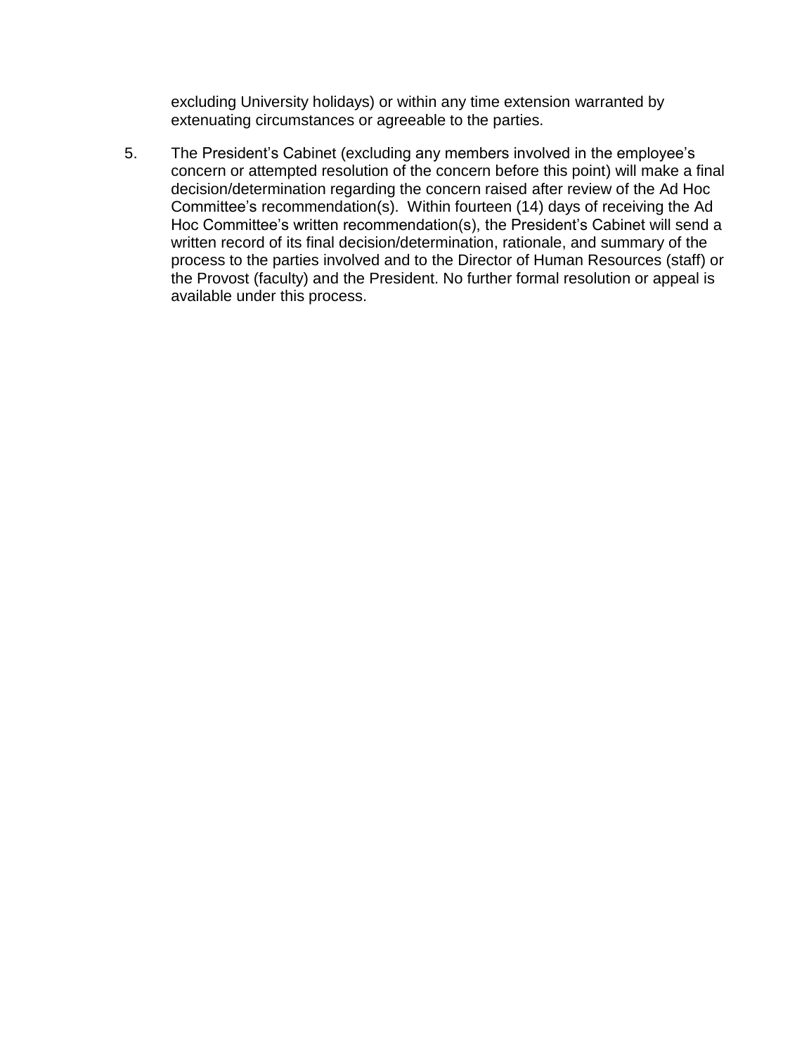excluding University holidays) or within any time extension warranted by extenuating circumstances or agreeable to the parties.

5. The President's Cabinet (excluding any members involved in the employee's concern or attempted resolution of the concern before this point) will make a final decision/determination regarding the concern raised after review of the Ad Hoc Committee's recommendation(s). Within fourteen (14) days of receiving the Ad Hoc Committee's written recommendation(s), the President's Cabinet will send a written record of its final decision/determination, rationale, and summary of the process to the parties involved and to the Director of Human Resources (staff) or the Provost (faculty) and the President. No further formal resolution or appeal is available under this process.